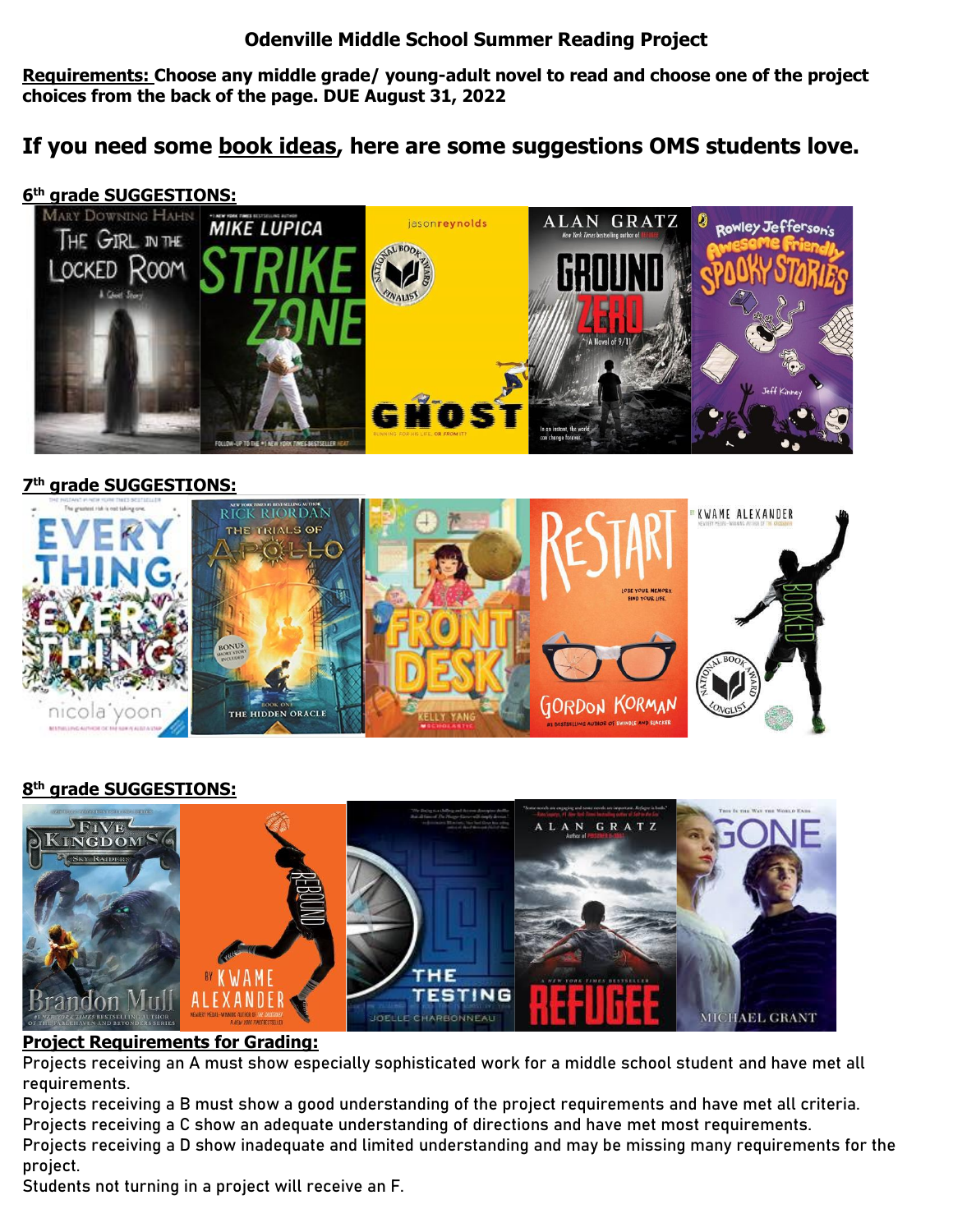# Odenville Middle School Summer Reading Project

**Requirements: Choose any middle grade/ young-adult novel to read and choose one of the project choices from the back of the page. DUE August 31, 2022**

## If you need some book ideas, here are some suggestions OMS students love.

**6th grade SUGGESTIONS:**

**7th grade SUGGESTIONS:**

**8th grade SUGGESTIONS:**

**Project Requirements for Grading:**

Projects receiving an A must show especially sophisticated work for a middle school student and have met all requirements.

Projects receiving a B must show a good understanding of the project requirements and have met all criteria.

Projects receiving a C show an adequate understanding of directions and have met most requirements.

Projects receiving a D show inadequate and limited understanding and may be missing many requirements for the project.

Students not turning in a project will receive an F.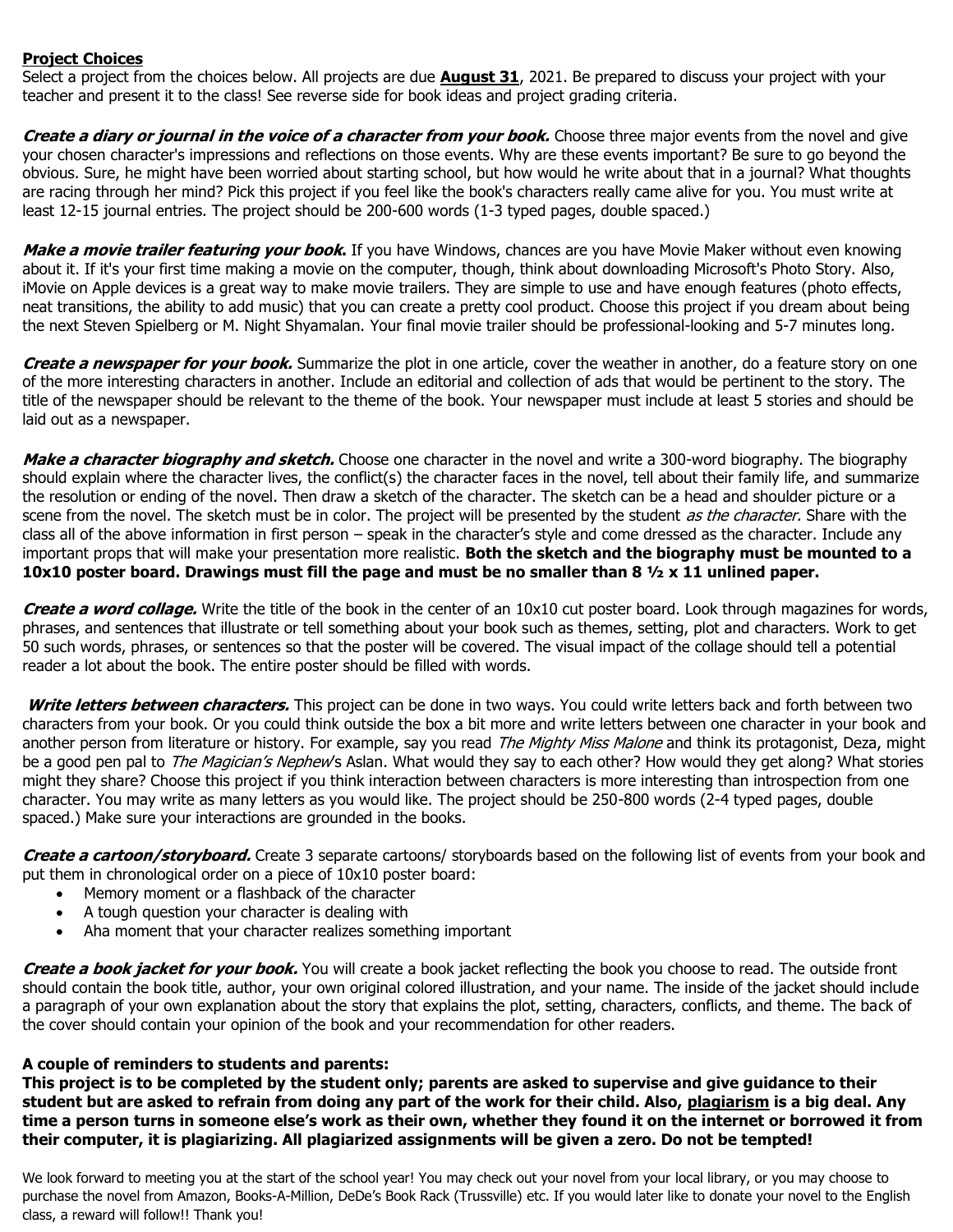**Project Choices**

Select a project from the choices below. All projects are due **August 31**, 2021. Be prepared to discuss your project with your teacher and present it to the class! See reverse side for book ideas and project grading criteria.

***Create a diary or journal in the voice of a character from your book.*** Choose three major events from the novel and give your chosen character's impressions and reflections on those events. Why are these events important? Be sure to go beyond the obvious. Sure, he might have been worried about starting school, but how would he write about that in a journal? What thoughts are racing through her mind? Pick this project if you feel like the book's characters really came alive for you. You must write at least 12-15 journal entries. The project should be 200-600 words (1-3 typed pages, double spaced.)

***Make a movie trailer featuring your book.*** If you have Windows, chances are you have Movie Maker without even knowing about it. If it's your first time making a movie on the computer, though, think about downloading Microsoft's Photo Story. Also, iMovie on Apple devices is a great way to make movie trailers. They are simple to use and have enough features (photo effects, neat transitions, the ability to add music) that you can create a pretty cool product. Choose this project if you dream about being the next Steven Spielberg or M. Night Shyamalan. Your final movie trailer should be professional-looking and 5-7 minutes long.

***Create a newspaper for your book.*** Summarize the plot in one article, cover the weather in another, do a feature story on one of the more interesting characters in another. Include an editorial and collection of ads that would be pertinent to the story. The title of the newspaper should be relevant to the theme of the book. Your newspaper must include at least 5 stories and should be laid out as a newspaper.

***Make a character biography and sketch.*** Choose one character in the novel and write a 300-word biography. The biography should explain where the character lives, the conflict(s) the character faces in the novel, tell about their family life, and summarize the resolution or ending of the novel. Then draw a sketch of the character. The sketch can be a head and shoulder picture or a scene from the novel. The sketch must be in color. The project will be presented by the student *as the character.* Share with the class all of the above information in first person – speak in the character's style and come dressed as the character. Include any important props that will make your presentation more realistic. **Both the sketch and the biography must be mounted to a 10x10 poster board. Drawings must fill the page and must be no smaller than 8 ½ x 11 unlined paper.**

***Create a word collage.*** Write the title of the book in the center of an 10x10 cut poster board. Look through magazines for words, phrases, and sentences that illustrate or tell something about your book such as themes, setting, plot and characters. Work to get 50 such words, phrases, or sentences so that the poster will be covered. The visual impact of the collage should tell a potential reader a lot about the book. The entire poster should be filled with words.

***Write letters between characters.*** This project can be done in two ways. You could write letters back and forth between two characters from your book. Or you could think outside the box a bit more and write letters between one character in your book and another person from literature or history. For example, say you read *The Mighty Miss Malone* and think its protagonist, Deza, might be a good pen pal to *The Magician's Nephew*'s Aslan. What would they say to each other? How would they get along? What stories might they share? Choose this project if you think interaction between characters is more interesting than introspection from one character. You may write as many letters as you would like. The project should be 250-800 words (2-4 typed pages, double spaced.) Make sure your interactions are grounded in the books.

***Create a cartoon/storyboard.*** Create 3 separate cartoons/ storyboards based on the following list of events from your book and put them in chronological order on a piece of 10x10 poster board:

- Memory moment or a flashback of the character
- A tough question your character is dealing with
- Aha moment that your character realizes something important

***Create a book jacket for your book.*** You will create a book jacket reflecting the book you choose to read. The outside front should contain the book title, author, your own original colored illustration, and your name. The inside of the jacket should include a paragraph of your own explanation about the story that explains the plot, setting, characters, conflicts, and theme. The back of the cover should contain your opinion of the book and your recommendation for other readers.

**A couple of reminders to students and parents:**
**This project is to be completed by the student only; parents are asked to supervise and give guidance to their student but are asked to refrain from doing any part of the work for their child. Also, plagiarism is a big deal. Any time a person turns in someone else's work as their own, whether they found it on the internet or borrowed it from their computer, it is plagiarizing. All plagiarized assignments will be given a zero. Do not be tempted!**

We look forward to meeting you at the start of the school year! You may check out your novel from your local library, or you may choose to purchase the novel from Amazon, Books-A-Million, DeDe's Book Rack (Trussville) etc. If you would later like to donate your novel to the English class, a reward will follow!! Thank you!